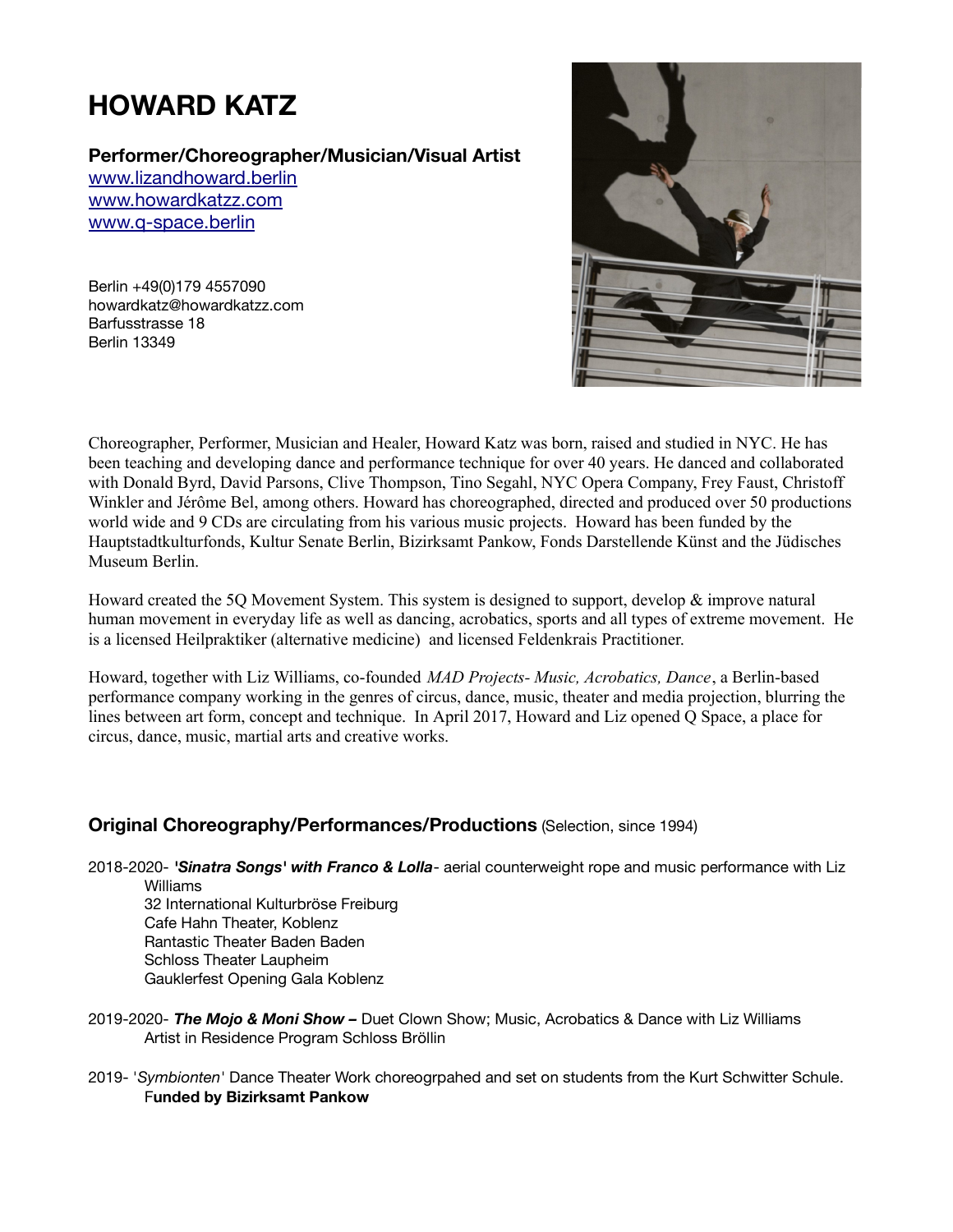# HOWARD KATZ

**Performer/Choreographer/Musician/Visual Artist**
[www.lizandhoward.berlin](http://www.lizandhoward.berlin)
[www.howardkatzz.com](http://www.howardkatzz.com)
[www.q-space.berlin](http://www.q-space.berlin)

Berlin +49(0)179 4557090
howardkatz@howardkatzz.com
Barfusstrasse 18
Berlin 13349

Choreographer, Performer, Musician and Healer, Howard Katz was born, raised and studied in NYC. He has been teaching and developing dance and performance technique for over 40 years. He danced and collaborated with Donald Byrd, David Parsons, Clive Thompson, Tino Segahl, NYC Opera Company, Frey Faust, Christoff Winkler and Jérôme Bel, among others. Howard has choreographed, directed and produced over 50 productions world wide and 9 CDs are circulating from his various music projects. Howard has been funded by the Hauptstadtkulturfonds, Kultur Senate Berlin, Bizirksamt Pankow, Fonds Darstellende Künst and the Jüdisches Museum Berlin.

Howard created the 5Q Movement System. This system is designed to support, develop & improve natural human movement in everyday life as well as dancing, acrobatics, sports and all types of extreme movement. He is a licensed Heilpraktiker (alternative medicine) and licensed Feldenkrais Practitioner.

Howard, together with Liz Williams, co-founded *MAD Projects- Music, Acrobatics, Dance*, a Berlin-based performance company working in the genres of circus, dance, music, theater and media projection, blurring the lines between art form, concept and technique. In April 2017, Howard and Liz opened Q Space, a place for circus, dance, music, martial arts and creative works.

## Original Choreography/Performances/Productions (Selection, since 1994)

2018-2020- ***'Sinatra Songs' with Franco & Lolla***- aerial counterweight rope and music performance with Liz Williams
32 International Kulturbröse Freiburg
Cafe Hahn Theater, Koblenz
Rantastic Theater Baden Baden
Schloss Theater Laupheim
Gauklerfest Opening Gala Koblenz

2019-2020- ***The Mojo & Moni Show –*** Duet Clown Show; Music, Acrobatics & Dance with Liz Williams
Artist in Residence Program Schloss Bröllin

2019- '*Symbionten*' Dance Theater Work choreogrpahed and set on students from the Kurt Schwitter Schule.
F**unded by Bizirksamt Pankow**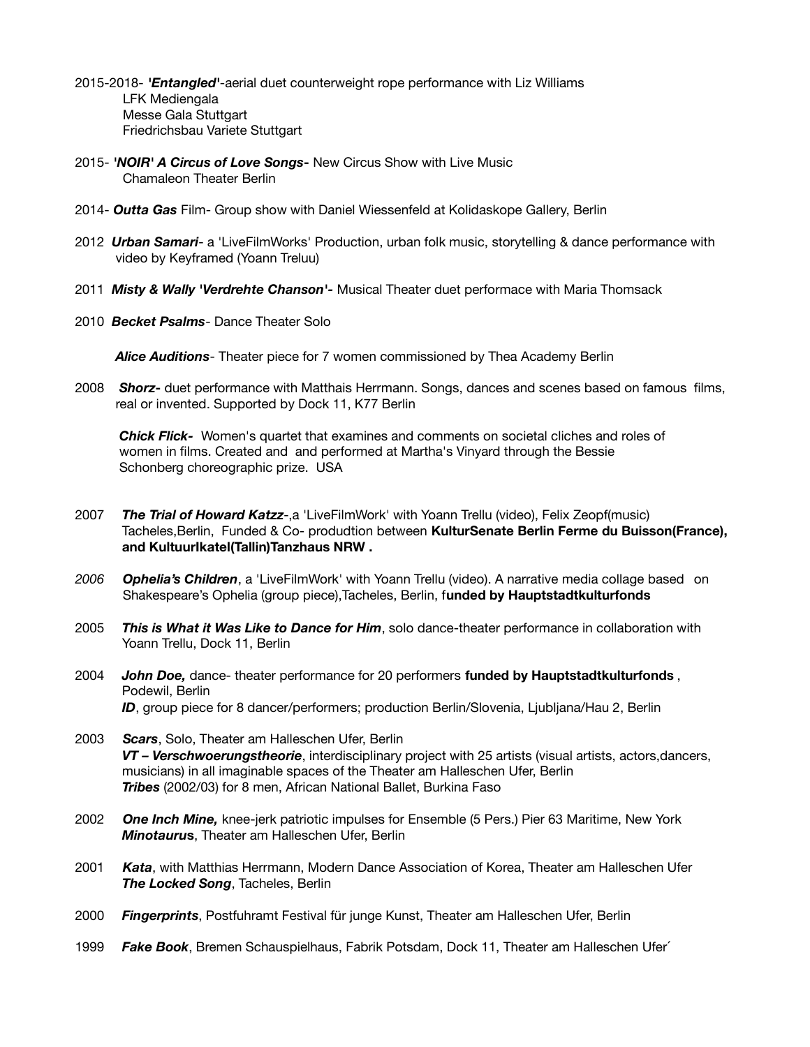2015-2018- ***'Entangled'***-aerial duet counterweight rope performance with Liz Williams
LFK Mediengala
Messe Gala Stuttgart
Friedrichsbau Variete Stuttgart

2015- ***'NOIR' A Circus of Love Songs-*** New Circus Show with Live Music
Chamaleon Theater Berlin

2014- ***Outta Gas*** Film- Group show with Daniel Wiessenfeld at Kolidaskope Gallery, Berlin

2012 ***Urban Samari***- a 'LiveFilmWorks' Production, urban folk music, storytelling & dance performance with video by Keyframed (Yoann Treluu)

2011 ***Misty & Wally 'Verdrehte Chanson'-*** Musical Theater duet performace with Maria Thomsack

2010 ***Becket Psalms***- Dance Theater Solo

***Alice Auditions***- Theater piece for 7 women commissioned by Thea Academy Berlin

2008 ***Shorz-*** duet performance with Matthais Herrmann. Songs, dances and scenes based on famous films, real or invented. Supported by Dock 11, K77 Berlin

***Chick Flick-*** Women's quartet that examines and comments on societal cliches and roles of women in films. Created and and performed at Martha's Vinyard through the Bessie Schonberg choreographic prize. USA

2007 ***The Trial of Howard Katzz***-,a 'LiveFilmWork' with Yoann Trellu (video), Felix Zeopf(music) Tacheles,Berlin, Funded & Co- produdtion between **KulturSenate Berlin Ferme du Buisson(France), and KultuurIkatel(Tallin)Tanzhaus NRW .**

*2006* ***Ophelia's Children***, a 'LiveFilmWork' with Yoann Trellu (video). A narrative media collage based on Shakespeare's Ophelia (group piece),Tacheles, Berlin, f**unded by Hauptstadtkulturfonds**

2005 ***This is What it Was Like to Dance for Him***, solo dance-theater performance in collaboration with Yoann Trellu, Dock 11, Berlin

2004 ***John Doe,*** dance- theater performance for 20 performers **funded by Hauptstadtkulturfonds** , Podewil, Berlin
***ID***, group piece for 8 dancer/performers; production Berlin/Slovenia, Ljubljana/Hau 2, Berlin

2003 ***Scars***, Solo, Theater am Halleschen Ufer, Berlin
***VT – Verschwoerungstheorie***, interdisciplinary project with 25 artists (visual artists, actors,dancers, musicians) in all imaginable spaces of the Theater am Halleschen Ufer, Berlin
***Tribes*** (2002/03) for 8 men, African National Ballet, Burkina Faso

2002 ***One Inch Mine,*** knee-jerk patriotic impulses for Ensemble (5 Pers.) Pier 63 Maritime, New York
***Minotaurus***, Theater am Halleschen Ufer, Berlin

2001 ***Kata***, with Matthias Herrmann, Modern Dance Association of Korea, Theater am Halleschen Ufer
***The Locked Song***, Tacheles, Berlin

2000 ***Fingerprints***, Postfuhramt Festival für junge Kunst, Theater am Halleschen Ufer, Berlin

1999 ***Fake Book***, Bremen Schauspielhaus, Fabrik Potsdam, Dock 11, Theater am Halleschen Ufer´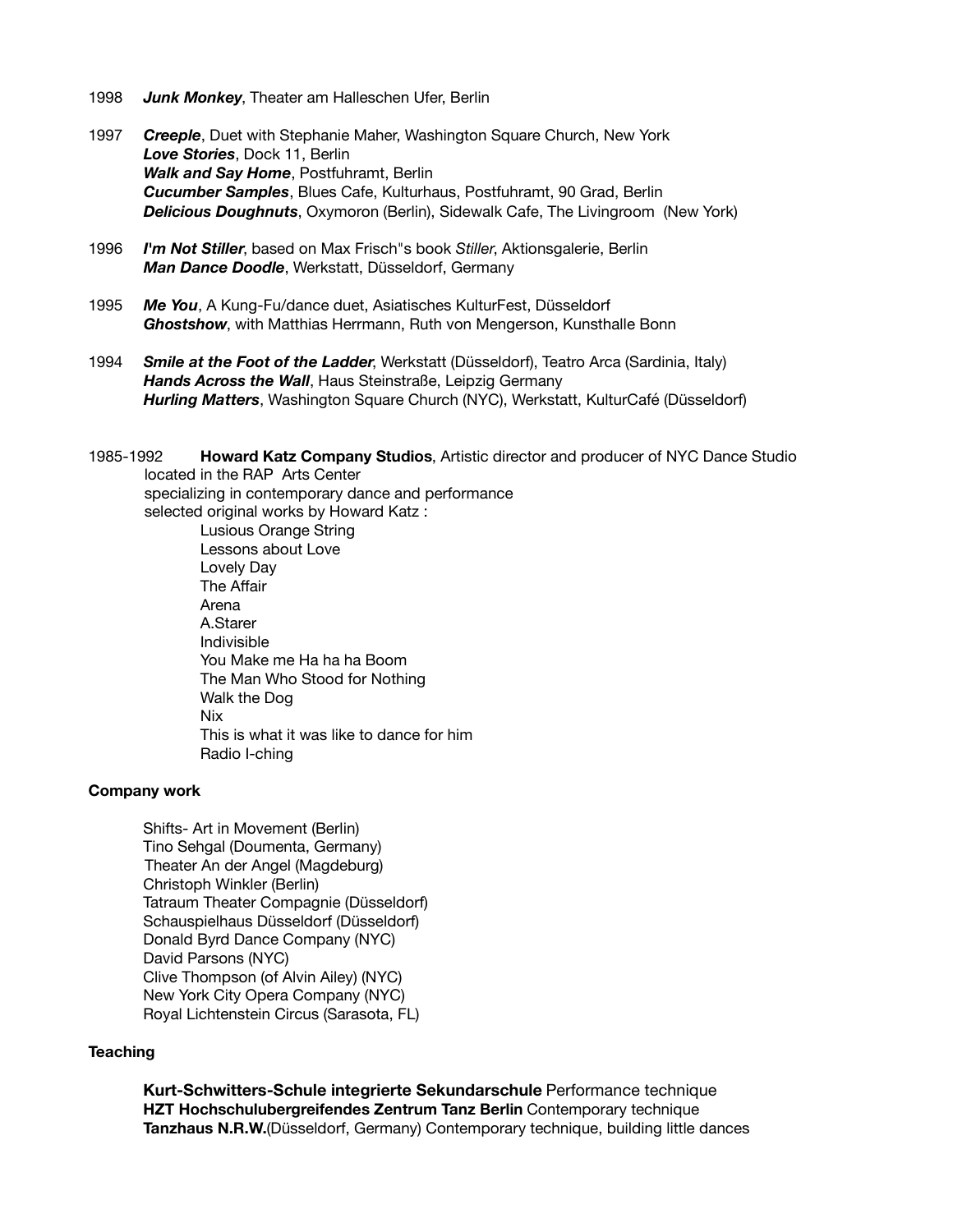1998 ***Junk Monkey***, Theater am Halleschen Ufer, Berlin

1997 ***Creeple***, Duet with Stephanie Maher, Washington Square Church, New York
***Love Stories***, Dock 11, Berlin
***Walk and Say Home***, Postfuhramt, Berlin
***Cucumber Samples***, Blues Cafe, Kulturhaus, Postfuhramt, 90 Grad, Berlin
***Delicious Doughnuts***, Oxymoron (Berlin), Sidewalk Cafe, The Livingroom (New York)

1996 ***I'm Not Stiller***, based on Max Frisch"s book *Stiller*, Aktionsgalerie, Berlin
***Man Dance Doodle***, Werkstatt, Düsseldorf, Germany

1995 ***Me You***, A Kung-Fu/dance duet, Asiatisches KulturFest, Düsseldorf
***Ghostshow***, with Matthias Herrmann, Ruth von Mengerson, Kunsthalle Bonn

1994 ***Smile at the Foot of the Ladder***, Werkstatt (Düsseldorf), Teatro Arca (Sardinia, Italy)
***Hands Across the Wall***, Haus Steinstraße, Leipzig Germany
***Hurling Matters***, Washington Square Church (NYC), Werkstatt, KulturCafé (Düsseldorf)

1985-1992 **Howard Katz Company Studios**, Artistic director and producer of NYC Dance Studio located in the RAP Arts Center
specializing in contemporary dance and performance
selected original works by Howard Katz :

- Lusious Orange String
- Lessons about Love
- Lovely Day
- The Affair
- Arena
- A.Starer
- Indivisible
- You Make me Ha ha ha Boom
- The Man Who Stood for Nothing
- Walk the Dog
- Nix
- This is what it was like to dance for him
- Radio I-ching

**Company work**

- Shifts- Art in Movement (Berlin)
- Tino Sehgal (Doumenta, Germany)
- Theater An der Angel (Magdeburg)
- Christoph Winkler (Berlin)
- Tatraum Theater Compagnie (Düsseldorf)
- Schauspielhaus Düsseldorf (Düsseldorf)
- Donald Byrd Dance Company (NYC)
- David Parsons (NYC)
- Clive Thompson (of Alvin Ailey) (NYC)
- New York City Opera Company (NYC)
- Royal Lichtenstein Circus (Sarasota, FL)

**Teaching**

**Kurt-Schwitters-Schule integrierte Sekundarschule** Performance technique
**HZT Hochschulubergreifendes Zentrum Tanz Berlin** Contemporary technique
**Tanzhaus N.R.W.**(Düsseldorf, Germany) Contemporary technique, building little dances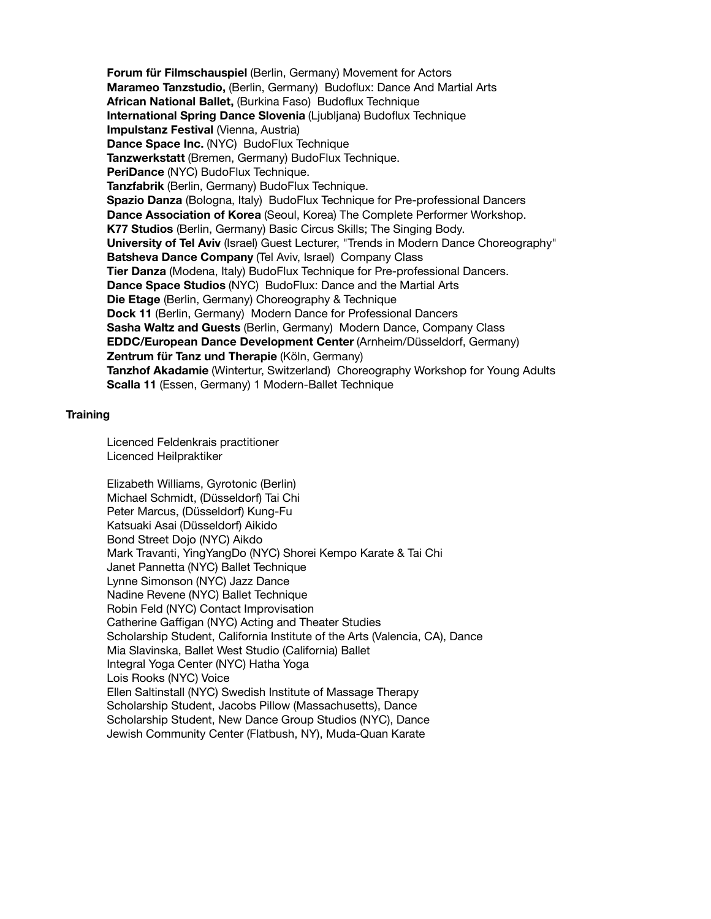**Forum für Filmschauspiel** (Berlin, Germany) Movement for Actors
**Marameo Tanzstudio,** (Berlin, Germany) Budoflux: Dance And Martial Arts
**African National Ballet,** (Burkina Faso) Budoflux Technique
**International Spring Dance Slovenia** (Ljubljana) Budoflux Technique
**Impulstanz Festival** (Vienna, Austria)
**Dance Space Inc.** (NYC) BudoFlux Technique
**Tanzwerkstatt** (Bremen, Germany) BudoFlux Technique.
**PeriDance** (NYC) BudoFlux Technique.
**Tanzfabrik** (Berlin, Germany) BudoFlux Technique.
**Spazio Danza** (Bologna, Italy) BudoFlux Technique for Pre-professional Dancers
**Dance Association of Korea** (Seoul, Korea) The Complete Performer Workshop.
**K77 Studios** (Berlin, Germany) Basic Circus Skills; The Singing Body.
**University of Tel Aviv** (Israel) Guest Lecturer, "Trends in Modern Dance Choreography"
**Batsheva Dance Company** (Tel Aviv, Israel) Company Class
**Tier Danza** (Modena, Italy) BudoFlux Technique for Pre-professional Dancers.
**Dance Space Studios** (NYC) BudoFlux: Dance and the Martial Arts
**Die Etage** (Berlin, Germany) Choreography & Technique
**Dock 11** (Berlin, Germany) Modern Dance for Professional Dancers
**Sasha Waltz and Guests** (Berlin, Germany) Modern Dance, Company Class
**EDDC/European Dance Development Center** (Arnheim/Düsseldorf, Germany)
**Zentrum für Tanz und Therapie** (Köln, Germany)
**Tanzhof Akadamie** (Wintertur, Switzerland) Choreography Workshop for Young Adults
**Scalla 11** (Essen, Germany) 1 Modern-Ballet Technique

**Training**

Licenced Feldenkrais practitioner
Licenced Heilpraktiker

Elizabeth Williams, Gyrotonic (Berlin)
Michael Schmidt, (Düsseldorf) Tai Chi
Peter Marcus, (Düsseldorf) Kung-Fu
Katsuaki Asai (Düsseldorf) Aikido
Bond Street Dojo (NYC) Aikdo
Mark Travanti, YingYangDo (NYC) Shorei Kempo Karate & Tai Chi
Janet Pannetta (NYC) Ballet Technique
Lynne Simonson (NYC) Jazz Dance
Nadine Revene (NYC) Ballet Technique
Robin Feld (NYC) Contact Improvisation
Catherine Gaffigan (NYC) Acting and Theater Studies
Scholarship Student, California Institute of the Arts (Valencia, CA), Dance
Mia Slavinska, Ballet West Studio (California) Ballet
Integral Yoga Center (NYC) Hatha Yoga
Lois Rooks (NYC) Voice
Ellen Saltinstall (NYC) Swedish Institute of Massage Therapy
Scholarship Student, Jacobs Pillow (Massachusetts), Dance
Scholarship Student, New Dance Group Studios (NYC), Dance
Jewish Community Center (Flatbush, NY), Muda-Quan Karate